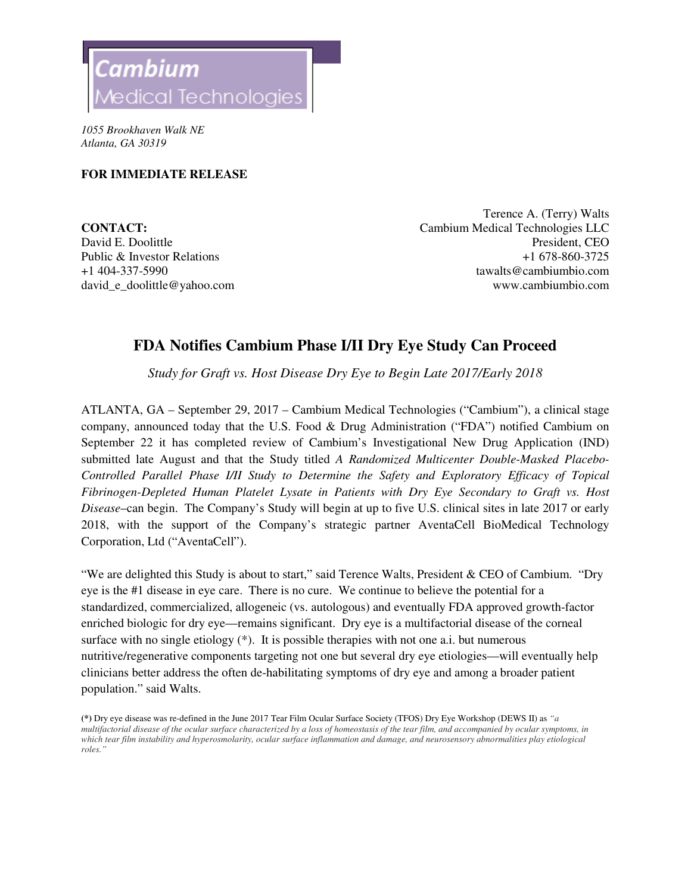Cambium
Medical Technologies

*1055 Brookhaven Walk NE*
*Atlanta, GA 30319*

**FOR IMMEDIATE RELEASE**

**CONTACT:**
David E. Doolittle
Public & Investor Relations
+1 404-337-5990
david_e_doolittle@yahoo.com

Terence A. (Terry) Walts
Cambium Medical Technologies LLC
President, CEO
+1 678-860-3725
tawalts@cambiumbio.com
www.cambiumbio.com

# FDA Notifies Cambium Phase I/II Dry Eye Study Can Proceed

*Study for Graft vs. Host Disease Dry Eye to Begin Late 2017/Early 2018*

ATLANTA, GA – September 29, 2017 – Cambium Medical Technologies ("Cambium"), a clinical stage company, announced today that the U.S. Food & Drug Administration ("FDA") notified Cambium on September 22 it has completed review of Cambium's Investigational New Drug Application (IND) submitted late August and that the Study titled *A Randomized Multicenter Double-Masked Placebo-Controlled Parallel Phase I/II Study to Determine the Safety and Exploratory Efficacy of Topical Fibrinogen-Depleted Human Platelet Lysate in Patients with Dry Eye Secondary to Graft vs. Host Disease*–can begin. The Company's Study will begin at up to five U.S. clinical sites in late 2017 or early 2018, with the support of the Company's strategic partner AventaCell BioMedical Technology Corporation, Ltd ("AventaCell").

"We are delighted this Study is about to start," said Terence Walts, President & CEO of Cambium. "Dry eye is the #1 disease in eye care. There is no cure. We continue to believe the potential for a standardized, commercialized, allogeneic (vs. autologous) and eventually FDA approved growth-factor enriched biologic for dry eye—remains significant. Dry eye is a multifactorial disease of the corneal surface with no single etiology (*). It is possible therapies with not one a.i. but numerous nutritive/regenerative components targeting not one but several dry eye etiologies—will eventually help clinicians better address the often de-habilitating symptoms of dry eye and among a broader patient population." said Walts.

**(*)** Dry eye disease was re-defined in the June 2017 Tear Film Ocular Surface Society (TFOS) Dry Eye Workshop (DEWS II) as *"a multifactorial disease of the ocular surface characterized by a loss of homeostasis of the tear film, and accompanied by ocular symptoms, in which tear film instability and hyperosmolarity, ocular surface inflammation and damage, and neurosensory abnormalities play etiological roles."*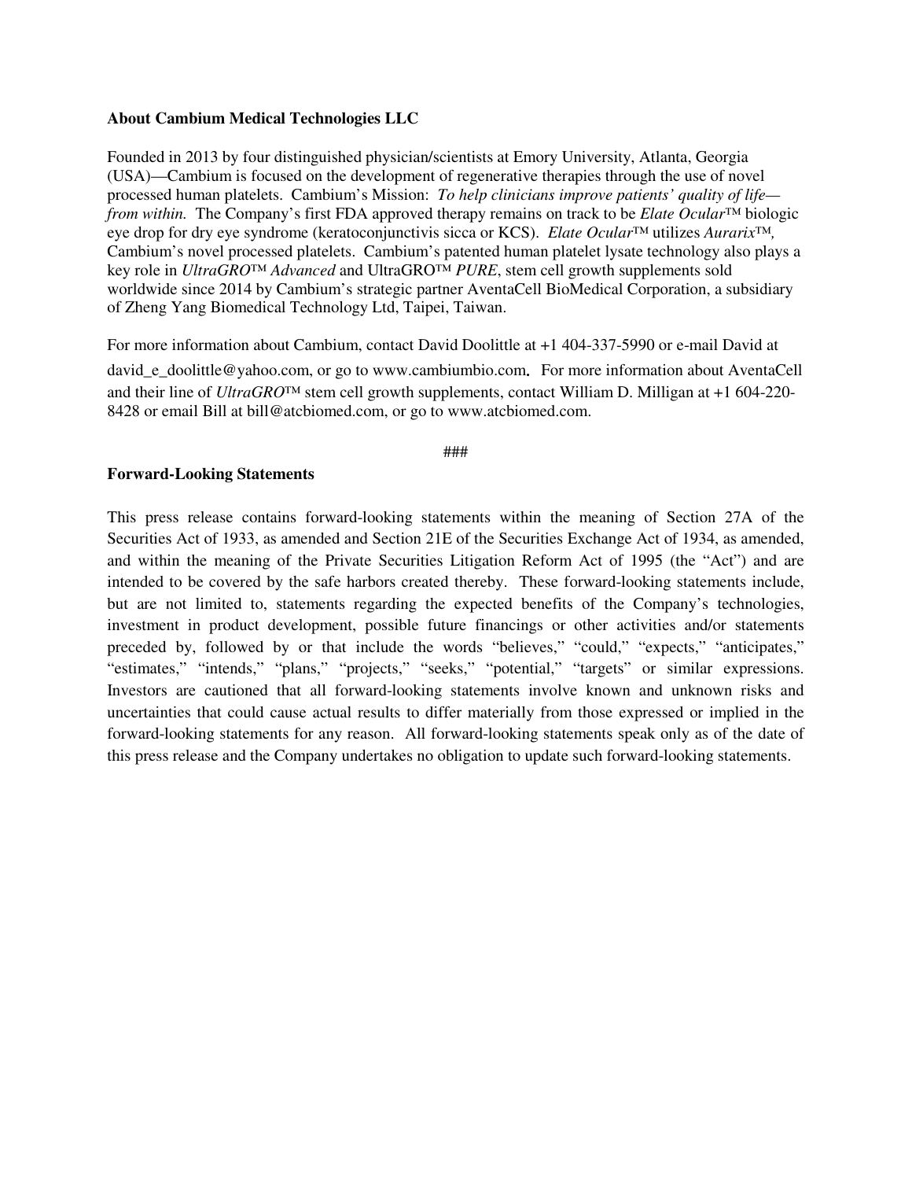**About Cambium Medical Technologies LLC**

Founded in 2013 by four distinguished physician/scientists at Emory University, Atlanta, Georgia (USA)—Cambium is focused on the development of regenerative therapies through the use of novel processed human platelets. Cambium's Mission: *To help clinicians improve patients' quality of life—from within.* The Company's first FDA approved therapy remains on track to be *Elate Ocular*™ biologic eye drop for dry eye syndrome (keratoconjunctivis sicca or KCS). *Elate Ocular*™ utilizes *Aurarix*™, Cambium's novel processed platelets. Cambium's patented human platelet lysate technology also plays a key role in *UltraGRO*™ *Advanced* and UltraGRO™ *PURE*, stem cell growth supplements sold worldwide since 2014 by Cambium's strategic partner AventaCell BioMedical Corporation, a subsidiary of Zheng Yang Biomedical Technology Ltd, Taipei, Taiwan.

For more information about Cambium, contact David Doolittle at +1 404-337-5990 or e-mail David at david_e_doolittle@yahoo.com, or go to www.cambiumbio.com. For more information about AventaCell and their line of *UltraGRO*™ stem cell growth supplements, contact William D. Milligan at +1 604-220-8428 or email Bill at bill@atcbiomed.com, or go to www.atcbiomed.com.

###

**Forward-Looking Statements**

This press release contains forward-looking statements within the meaning of Section 27A of the Securities Act of 1933, as amended and Section 21E of the Securities Exchange Act of 1934, as amended, and within the meaning of the Private Securities Litigation Reform Act of 1995 (the "Act") and are intended to be covered by the safe harbors created thereby. These forward-looking statements include, but are not limited to, statements regarding the expected benefits of the Company's technologies, investment in product development, possible future financings or other activities and/or statements preceded by, followed by or that include the words "believes," "could," "expects," "anticipates," "estimates," "intends," "plans," "projects," "seeks," "potential," "targets" or similar expressions. Investors are cautioned that all forward-looking statements involve known and unknown risks and uncertainties that could cause actual results to differ materially from those expressed or implied in the forward-looking statements for any reason. All forward-looking statements speak only as of the date of this press release and the Company undertakes no obligation to update such forward-looking statements.